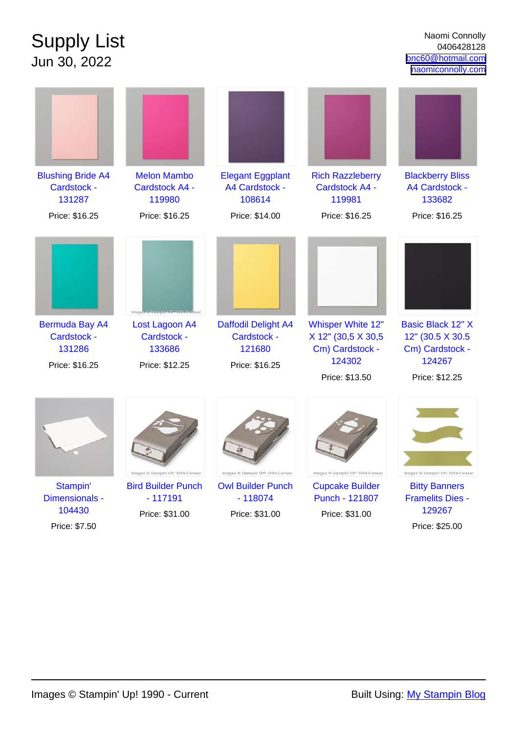# Supply List

Jun 30, 2022

Naomi Connolly
0406428128
bnc60@hotmail.com
naomiconnolly.com

Blushing Bride A4 Cardstock - 131287
Price: $16.25

Melon Mambo Cardstock A4 - 119980
Price: $16.25

Elegant Eggplant A4 Cardstock - 108614
Price: $14.00

Rich Razzleberry Cardstock A4 - 119981
Price: $16.25

Blackberry Bliss A4 Cardstock - 133682
Price: $16.25

Bermuda Bay A4 Cardstock - 131286
Price: $16.25

Lost Lagoon A4 Cardstock - 133686
Price: $12.25

Daffodil Delight A4 Cardstock - 121680
Price: $16.25

Whisper White 12" X 12" (30,5 X 30,5 Cm) Cardstock - 124302
Price: $13.50

Basic Black 12" X 12" (30.5 X 30.5 Cm) Cardstock - 124267
Price: $12.25

Stampin' Dimensionals - 104430
Price: $7.50

Bird Builder Punch - 117191
Price: $31.00

Owl Builder Punch - 118074
Price: $31.00

Cupcake Builder Punch - 121807
Price: $31.00

Bitty Banners Framelits Dies - 129267
Price: $25.00

Images © Stampin' Up! 1990 - Current

Built Using: My Stampin Blog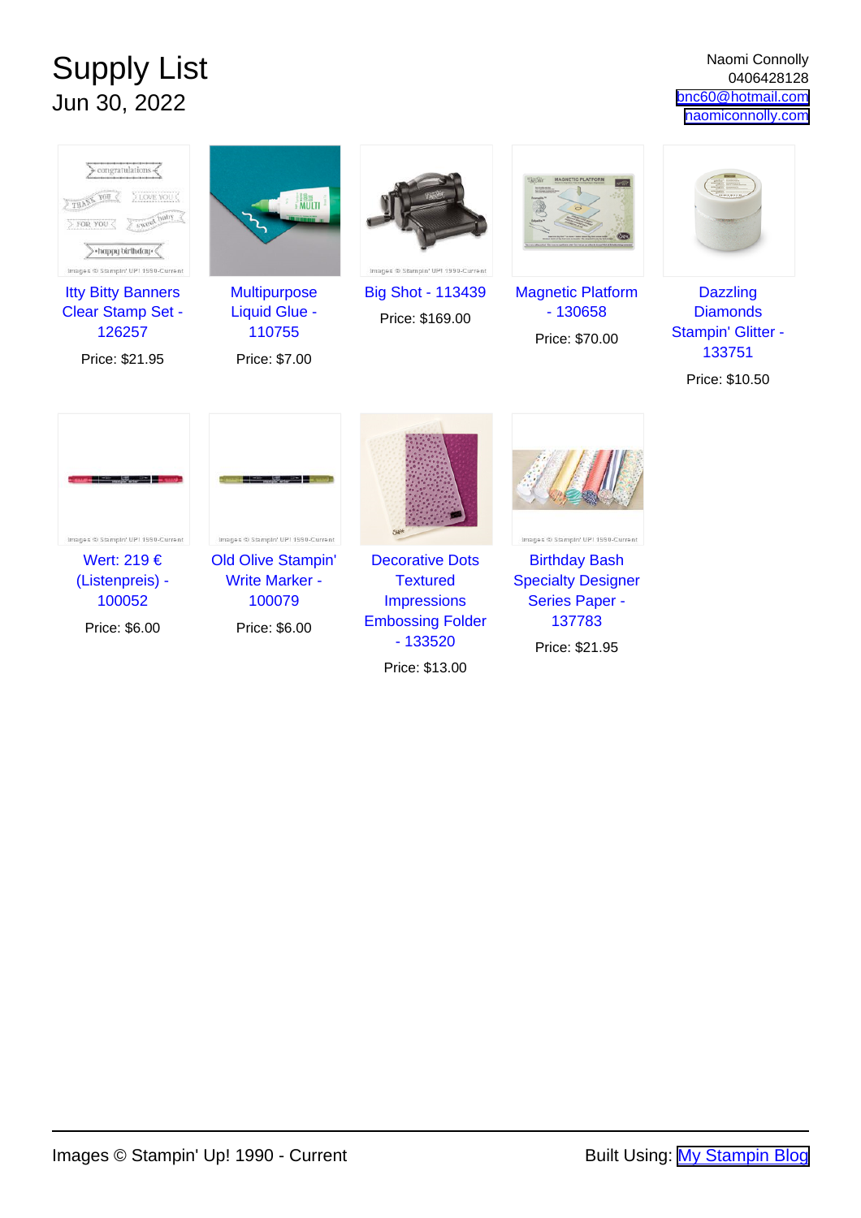# Supply List

Jun 30, 2022

Naomi Connolly
0406428128
bnc60@hotmail.com
naomiconnolly.com

Itty Bitty Banners Clear Stamp Set - 126257

Price: $21.95

Multipurpose Liquid Glue - 110755

Price: $7.00

Big Shot - 113439

Price: $169.00

Magnetic Platform - 130658

Price: $70.00

Dazzling Diamonds Stampin' Glitter - 133751

Price: $10.50

Wert: 219 € (Listenpreis) - 100052

Price: $6.00

Old Olive Stampin' Write Marker - 100079

Price: $6.00

Decorative Dots Textured Impressions Embossing Folder - 133520

Price: $13.00

Birthday Bash Specialty Designer Series Paper - 137783

Price: $21.95

Images © Stampin' Up! 1990 - Current

Built Using: My Stampin Blog